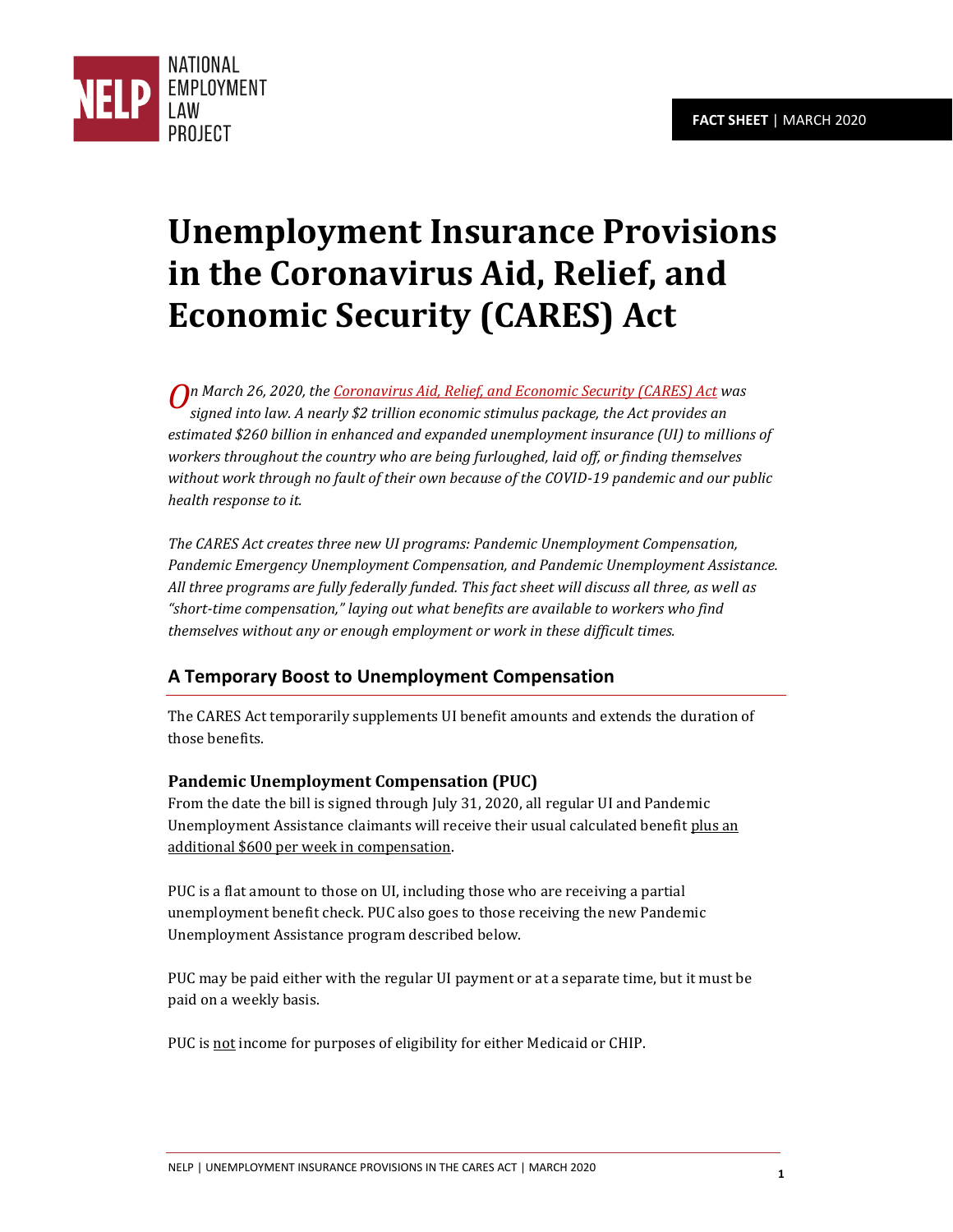NATIONAL EMPLOYMENT LAW PROJECT

**FACT SHEET** | MARCH 2020

# Unemployment Insurance Provisions in the Coronavirus Aid, Relief, and Economic Security (CARES) Act

*On March 26, 2020, the [Coronavirus Aid, Relief, and Economic Security (CARES) Act]() was signed into law. A nearly $2 trillion economic stimulus package, the Act provides an estimated $260 billion in enhanced and expanded unemployment insurance (UI) to millions of workers throughout the country who are being furloughed, laid off, or finding themselves without work through no fault of their own because of the COVID-19 pandemic and our public health response to it.*

*The CARES Act creates three new UI programs: Pandemic Unemployment Compensation, Pandemic Emergency Unemployment Compensation, and Pandemic Unemployment Assistance. All three programs are fully federally funded. This fact sheet will discuss all three, as well as "short-time compensation," laying out what benefits are available to workers who find themselves without any or enough employment or work in these difficult times.*

## A Temporary Boost to Unemployment Compensation

The CARES Act temporarily supplements UI benefit amounts and extends the duration of those benefits.

### Pandemic Unemployment Compensation (PUC)

From the date the bill is signed through July 31, 2020, all regular UI and Pandemic Unemployment Assistance claimants will receive their usual calculated benefit plus an additional $600 per week in compensation.

PUC is a flat amount to those on UI, including those who are receiving a partial unemployment benefit check. PUC also goes to those receiving the new Pandemic Unemployment Assistance program described below.

PUC may be paid either with the regular UI payment or at a separate time, but it must be paid on a weekly basis.

PUC is not income for purposes of eligibility for either Medicaid or CHIP.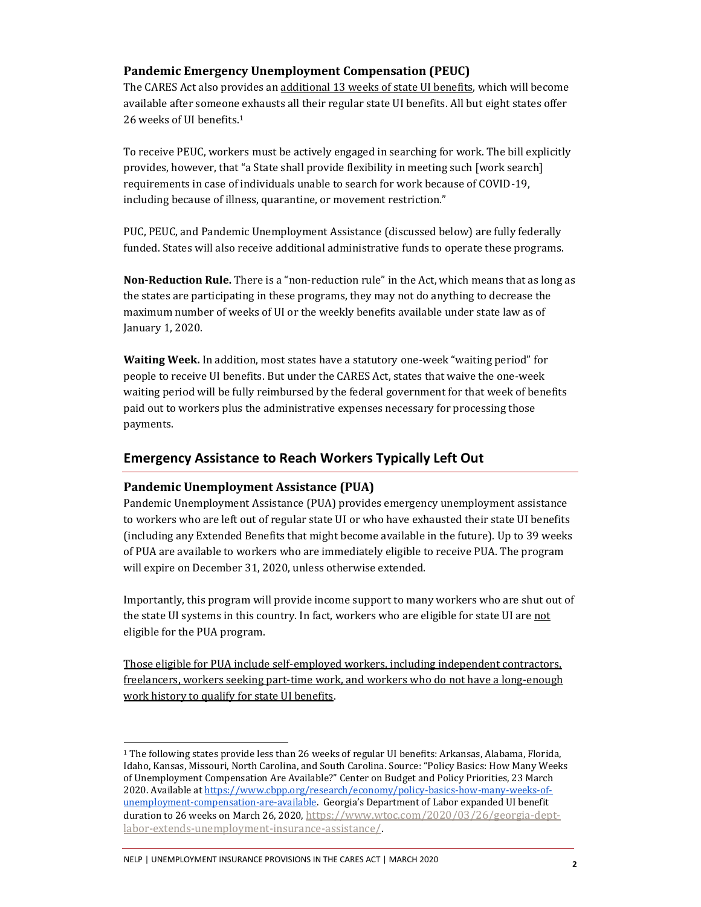### Pandemic Emergency Unemployment Compensation (PEUC)

The CARES Act also provides an additional 13 weeks of state UI benefits, which will become available after someone exhausts all their regular state UI benefits. All but eight states offer 26 weeks of UI benefits.[1]

To receive PEUC, workers must be actively engaged in searching for work. The bill explicitly provides, however, that "a State shall provide flexibility in meeting such [work search] requirements in case of individuals unable to search for work because of COVID-19, including because of illness, quarantine, or movement restriction."

PUC, PEUC, and Pandemic Unemployment Assistance (discussed below) are fully federally funded. States will also receive additional administrative funds to operate these programs.

**Non-Reduction Rule.** There is a "non-reduction rule" in the Act, which means that as long as the states are participating in these programs, they may not do anything to decrease the maximum number of weeks of UI or the weekly benefits available under state law as of January 1, 2020.

**Waiting Week.** In addition, most states have a statutory one-week "waiting period" for people to receive UI benefits. But under the CARES Act, states that waive the one-week waiting period will be fully reimbursed by the federal government for that week of benefits paid out to workers plus the administrative expenses necessary for processing those payments.

## Emergency Assistance to Reach Workers Typically Left Out

### Pandemic Unemployment Assistance (PUA)

Pandemic Unemployment Assistance (PUA) provides emergency unemployment assistance to workers who are left out of regular state UI or who have exhausted their state UI benefits (including any Extended Benefits that might become available in the future). Up to 39 weeks of PUA are available to workers who are immediately eligible to receive PUA. The program will expire on December 31, 2020, unless otherwise extended.

Importantly, this program will provide income support to many workers who are shut out of the state UI systems in this country. In fact, workers who are eligible for state UI are not eligible for the PUA program.

Those eligible for PUA include self-employed workers, including independent contractors, freelancers, workers seeking part-time work, and workers who do not have a long-enough work history to qualify for state UI benefits.

---

[1] The following states provide less than 26 weeks of regular UI benefits: Arkansas, Alabama, Florida, Idaho, Kansas, Missouri, North Carolina, and South Carolina. Source: "Policy Basics: How Many Weeks of Unemployment Compensation Are Available?" Center on Budget and Policy Priorities, 23 March 2020. Available at https://www.cbpp.org/research/economy/policy-basics-how-many-weeks-of-unemployment-compensation-are-available. Georgia's Department of Labor expanded UI benefit duration to 26 weeks on March 26, 2020, https://www.wtoc.com/2020/03/26/georgia-dept-labor-extends-unemployment-insurance-assistance/.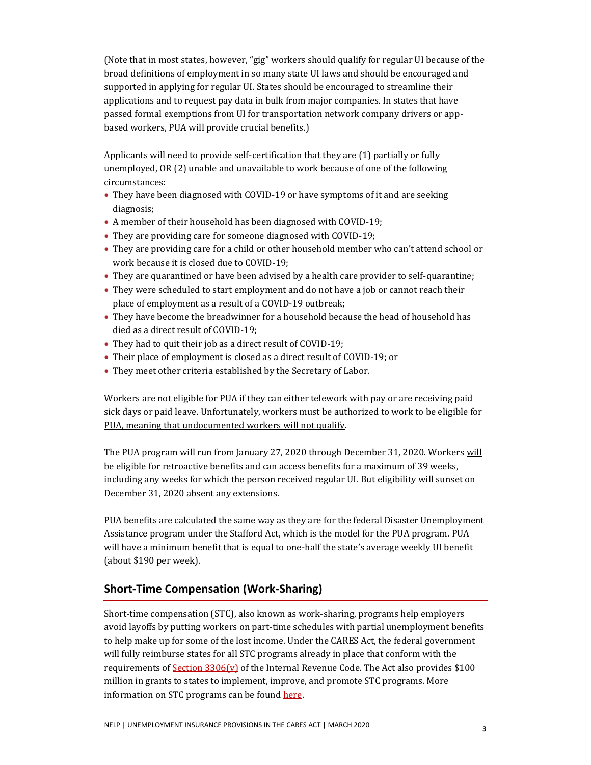(Note that in most states, however, "gig" workers should qualify for regular UI because of the broad definitions of employment in so many state UI laws and should be encouraged and supported in applying for regular UI. States should be encouraged to streamline their applications and to request pay data in bulk from major companies. In states that have passed formal exemptions from UI for transportation network company drivers or app-based workers, PUA will provide crucial benefits.)

Applicants will need to provide self-certification that they are (1) partially or fully unemployed, OR (2) unable and unavailable to work because of one of the following circumstances:

- They have been diagnosed with COVID-19 or have symptoms of it and are seeking diagnosis;
- A member of their household has been diagnosed with COVID-19;
- They are providing care for someone diagnosed with COVID-19;
- They are providing care for a child or other household member who can't attend school or work because it is closed due to COVID-19;
- They are quarantined or have been advised by a health care provider to self-quarantine;
- They were scheduled to start employment and do not have a job or cannot reach their place of employment as a result of a COVID-19 outbreak;
- They have become the breadwinner for a household because the head of household has died as a direct result of COVID-19;
- They had to quit their job as a direct result of COVID-19;
- Their place of employment is closed as a direct result of COVID-19; or
- They meet other criteria established by the Secretary of Labor.

Workers are not eligible for PUA if they can either telework with pay or are receiving paid sick days or paid leave. Unfortunately, workers must be authorized to work to be eligible for PUA, meaning that undocumented workers will not qualify.

The PUA program will run from January 27, 2020 through December 31, 2020. Workers will be eligible for retroactive benefits and can access benefits for a maximum of 39 weeks, including any weeks for which the person received regular UI. But eligibility will sunset on December 31, 2020 absent any extensions.

PUA benefits are calculated the same way as they are for the federal Disaster Unemployment Assistance program under the Stafford Act, which is the model for the PUA program. PUA will have a minimum benefit that is equal to one-half the state's average weekly UI benefit (about $190 per week).

## Short-Time Compensation (Work-Sharing)

Short-time compensation (STC), also known as work-sharing, programs help employers avoid layoffs by putting workers on part-time schedules with partial unemployment benefits to help make up for some of the lost income. Under the CARES Act, the federal government will fully reimburse states for all STC programs already in place that conform with the requirements of Section 3306(v) of the Internal Revenue Code. The Act also provides $100 million in grants to states to implement, improve, and promote STC programs. More information on STC programs can be found here.